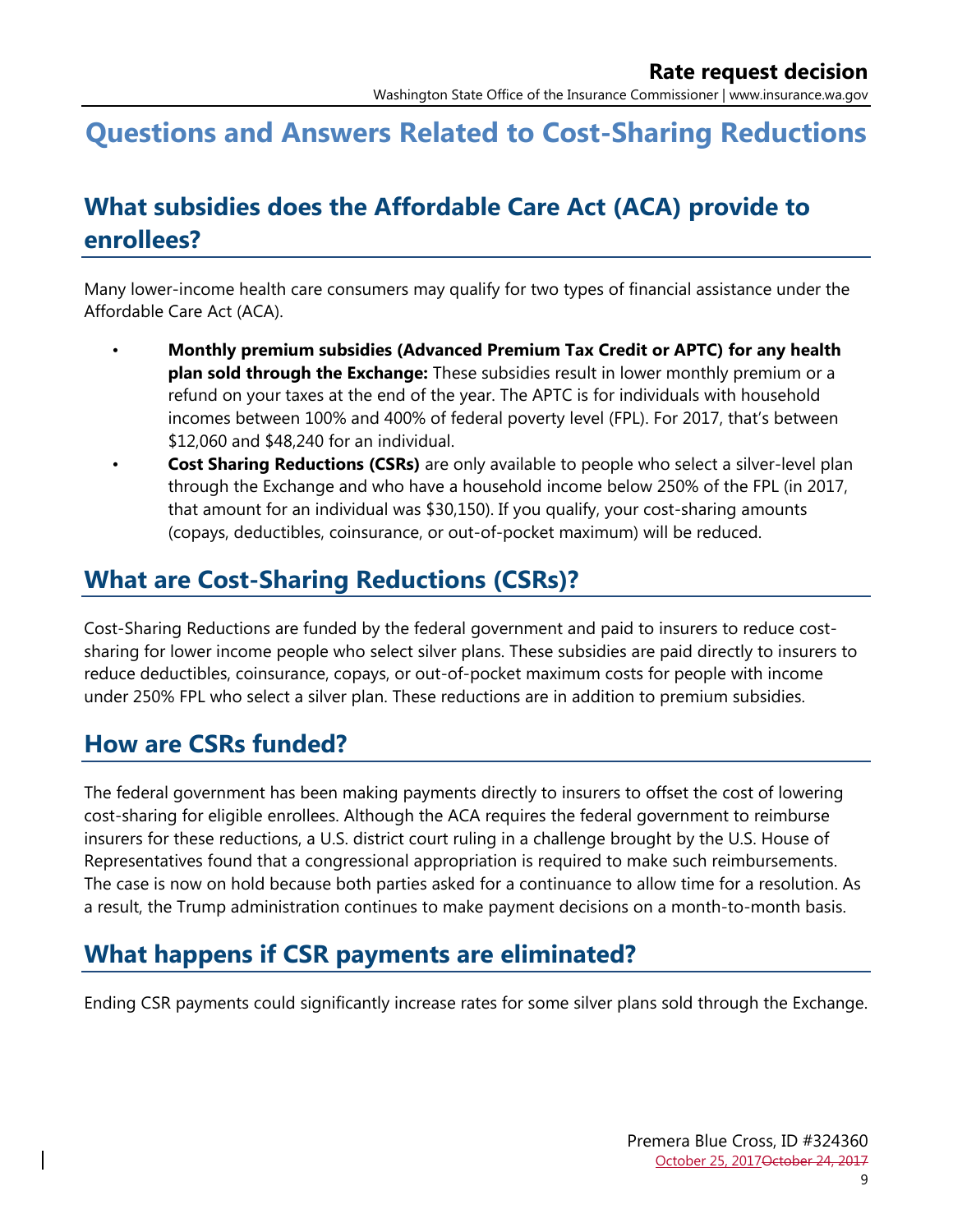# Questions and Answers Related to Cost-Sharing Reductions

## What subsidies does the Affordable Care Act (ACA) provide to enrollees?

Many lower-income health care consumers may qualify for two types of financial assistance under the Affordable Care Act (ACA).

- **Monthly premium subsidies (Advanced Premium Tax Credit or APTC) for any health plan sold through the Exchange:** These subsidies result in lower monthly premium or a refund on your taxes at the end of the year. The APTC is for individuals with household incomes between 100% and 400% of federal poverty level (FPL). For 2017, that's between $12,060 and $48,240 for an individual.
- **Cost Sharing Reductions (CSRs)** are only available to people who select a silver-level plan through the Exchange and who have a household income below 250% of the FPL (in 2017, that amount for an individual was $30,150). If you qualify, your cost-sharing amounts (copays, deductibles, coinsurance, or out-of-pocket maximum) will be reduced.

## What are Cost-Sharing Reductions (CSRs)?

Cost-Sharing Reductions are funded by the federal government and paid to insurers to reduce cost-sharing for lower income people who select silver plans. These subsidies are paid directly to insurers to reduce deductibles, coinsurance, copays, or out-of-pocket maximum costs for people with income under 250% FPL who select a silver plan. These reductions are in addition to premium subsidies.

## How are CSRs funded?

The federal government has been making payments directly to insurers to offset the cost of lowering cost-sharing for eligible enrollees. Although the ACA requires the federal government to reimburse insurers for these reductions, a U.S. district court ruling in a challenge brought by the U.S. House of Representatives found that a congressional appropriation is required to make such reimbursements. The case is now on hold because both parties asked for a continuance to allow time for a resolution. As a result, the Trump administration continues to make payment decisions on a month-to-month basis.

## What happens if CSR payments are eliminated?

Ending CSR payments could significantly increase rates for some silver plans sold through the Exchange.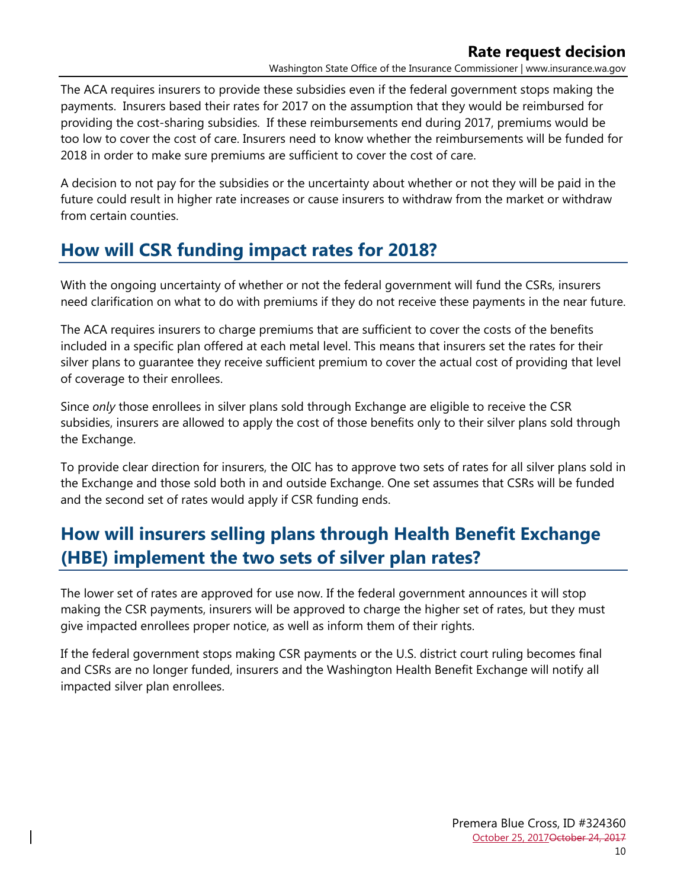The ACA requires insurers to provide these subsidies even if the federal government stops making the payments. Insurers based their rates for 2017 on the assumption that they would be reimbursed for providing the cost-sharing subsidies. If these reimbursements end during 2017, premiums would be too low to cover the cost of care. Insurers need to know whether the reimbursements will be funded for 2018 in order to make sure premiums are sufficient to cover the cost of care.

A decision to not pay for the subsidies or the uncertainty about whether or not they will be paid in the future could result in higher rate increases or cause insurers to withdraw from the market or withdraw from certain counties.

## How will CSR funding impact rates for 2018?

With the ongoing uncertainty of whether or not the federal government will fund the CSRs, insurers need clarification on what to do with premiums if they do not receive these payments in the near future.

The ACA requires insurers to charge premiums that are sufficient to cover the costs of the benefits included in a specific plan offered at each metal level. This means that insurers set the rates for their silver plans to guarantee they receive sufficient premium to cover the actual cost of providing that level of coverage to their enrollees.

Since *only* those enrollees in silver plans sold through Exchange are eligible to receive the CSR subsidies, insurers are allowed to apply the cost of those benefits only to their silver plans sold through the Exchange.

To provide clear direction for insurers, the OIC has to approve two sets of rates for all silver plans sold in the Exchange and those sold both in and outside Exchange. One set assumes that CSRs will be funded and the second set of rates would apply if CSR funding ends.

## How will insurers selling plans through Health Benefit Exchange (HBE) implement the two sets of silver plan rates?

The lower set of rates are approved for use now. If the federal government announces it will stop making the CSR payments, insurers will be approved to charge the higher set of rates, but they must give impacted enrollees proper notice, as well as inform them of their rights.

If the federal government stops making CSR payments or the U.S. district court ruling becomes final and CSRs are no longer funded, insurers and the Washington Health Benefit Exchange will notify all impacted silver plan enrollees.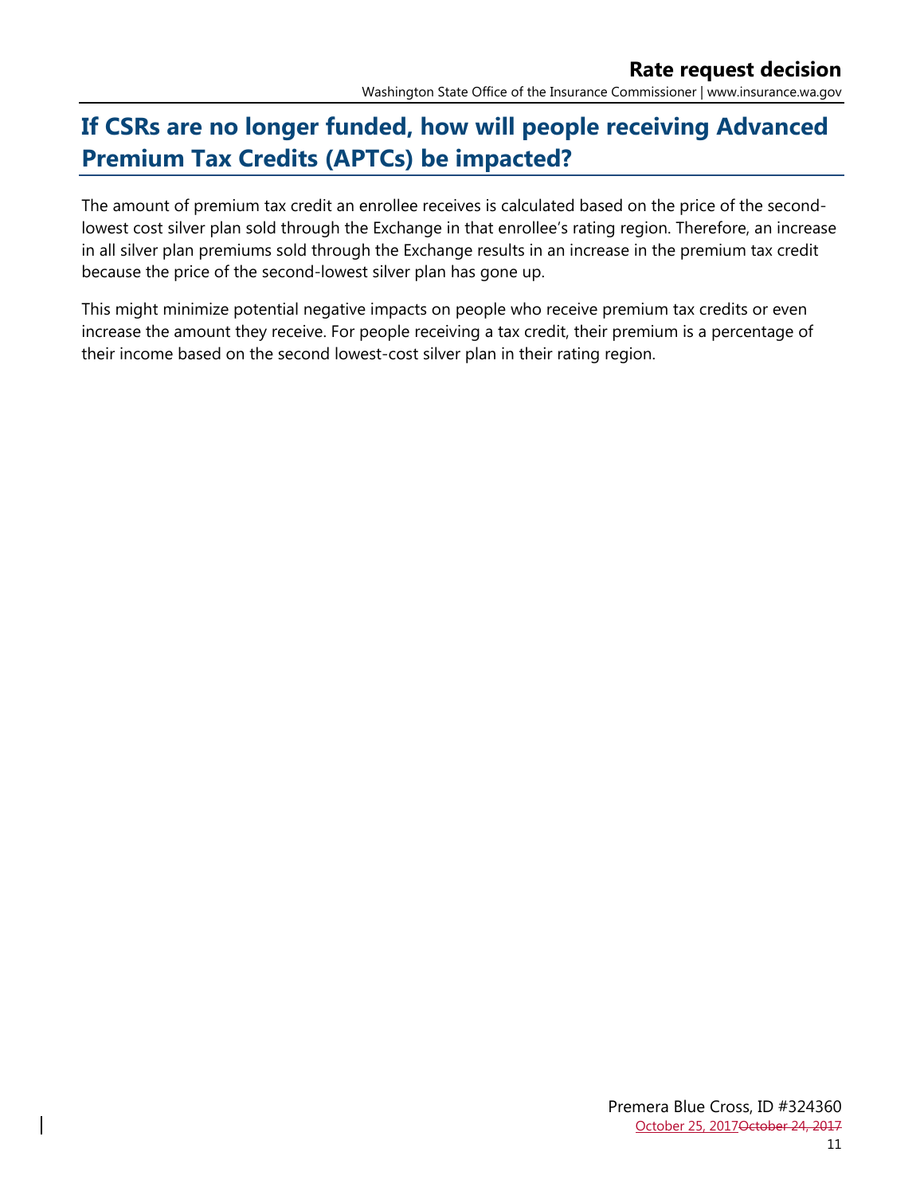## If CSRs are no longer funded, how will people receiving Advanced Premium Tax Credits (APTCs) be impacted?

The amount of premium tax credit an enrollee receives is calculated based on the price of the second-lowest cost silver plan sold through the Exchange in that enrollee's rating region. Therefore, an increase in all silver plan premiums sold through the Exchange results in an increase in the premium tax credit because the price of the second-lowest silver plan has gone up.

This might minimize potential negative impacts on people who receive premium tax credits or even increase the amount they receive. For people receiving a tax credit, their premium is a percentage of their income based on the second lowest-cost silver plan in their rating region.